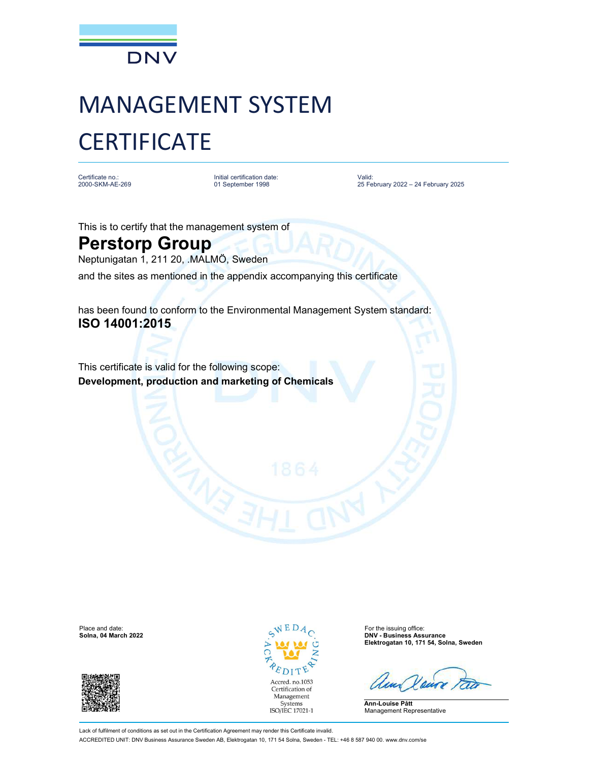DNV

# MANAGEMENT SYSTEM CERTIFICATE

Certificate no.:
2000-SKM-AE-269

Initial certification date:
01 September 1998

Valid:
25 February 2022 – 24 February 2025

This is to certify that the management system of

## Perstorp Group

Neptunigatan 1, 211 20, .MALMÖ, Sweden

and the sites as mentioned in the appendix accompanying this certificate

has been found to conform to the Environmental Management System standard:

**ISO 14001:2015**

This certificate is valid for the following scope:

**Development, production and marketing of Chemicals**

Place and date:
**Solna, 04 March 2022**

SWEDAC ACKREDITERING
Accred. no.1053
Certification of Management Systems
ISO/IEC 17021-1

For the issuing office:
**DNV - Business Assurance**
**Elektrogatan 10, 171 54, Solna, Sweden**

**Ann-Louise Pått**
Management Representative

Lack of fulfilment of conditions as set out in the Certification Agreement may render this Certificate invalid.

ACCREDITED UNIT: DNV Business Assurance Sweden AB, Elektrogatan 10, 171 54 Solna, Sweden - TEL: +46 8 587 940 00. www.dnv.com/se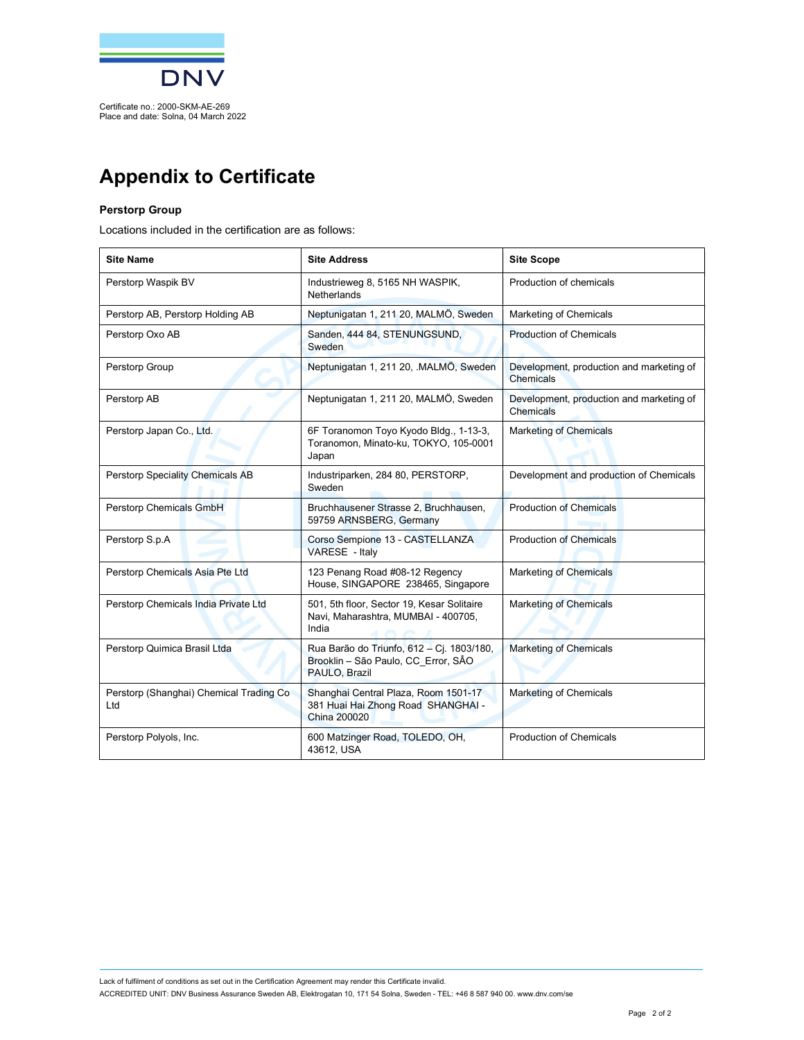Certificate no.: 2000-SKM-AE-269
Place and date: Solna, 04 March 2022

# Appendix to Certificate

**Perstorp Group**

Locations included in the certification are as follows:

| Site Name | Site Address | Site Scope |
|---|---|---|
| Perstorp Waspik BV | Industrieweg 8, 5165 NH WASPIK, Netherlands | Production of chemicals |
| Perstorp AB, Perstorp Holding AB | Neptunigatan 1, 211 20, MALMÖ, Sweden | Marketing of Chemicals |
| Perstorp Oxo AB | Sanden, 444 84, STENUNGSUND, Sweden | Production of Chemicals |
| Perstorp Group | Neptunigatan 1, 211 20, .MALMÖ, Sweden | Development, production and marketing of Chemicals |
| Perstorp AB | Neptunigatan 1, 211 20, MALMÖ, Sweden | Development, production and marketing of Chemicals |
| Perstorp Japan Co., Ltd. | 6F Toranomon Toyo Kyodo Bldg., 1-13-3, Toranomon, Minato-ku, TOKYO, 105-0001 Japan | Marketing of Chemicals |
| Perstorp Speciality Chemicals AB | Industriparken, 284 80, PERSTORP, Sweden | Development and production of Chemicals |
| Perstorp Chemicals GmbH | Bruchhausener Strasse 2, Bruchhausen, 59759 ARNSBERG, Germany | Production of Chemicals |
| Perstorp S.p.A | Corso Sempione 13 - CASTELLANZA VARESE - Italy | Production of Chemicals |
| Perstorp Chemicals Asia Pte Ltd | 123 Penang Road #08-12 Regency House, SINGAPORE 238465, Singapore | Marketing of Chemicals |
| Perstorp Chemicals India Private Ltd | 501, 5th floor, Sector 19, Kesar Solitaire Navi, Maharashtra, MUMBAI - 400705, India | Marketing of Chemicals |
| Perstorp Quimica Brasil Ltda | Rua Barão do Triunfo, 612 – Cj. 1803/180, Brooklin – São Paulo, CC_Error, SÂO PAULO, Brazil | Marketing of Chemicals |
| Perstorp (Shanghai) Chemical Trading Co Ltd | Shanghai Central Plaza, Room 1501-17 381 Huai Hai Zhong Road SHANGHAI - China 200020 | Marketing of Chemicals |
| Perstorp Polyols, Inc. | 600 Matzinger Road, TOLEDO, OH, 43612, USA | Production of Chemicals |

Lack of fulfilment of conditions as set out in the Certification Agreement may render this Certificate invalid.

ACCREDITED UNIT: DNV Business Assurance Sweden AB, Elektrogatan 10, 171 54 Solna, Sweden - TEL: +46 8 587 940 00. www.dnv.com/se